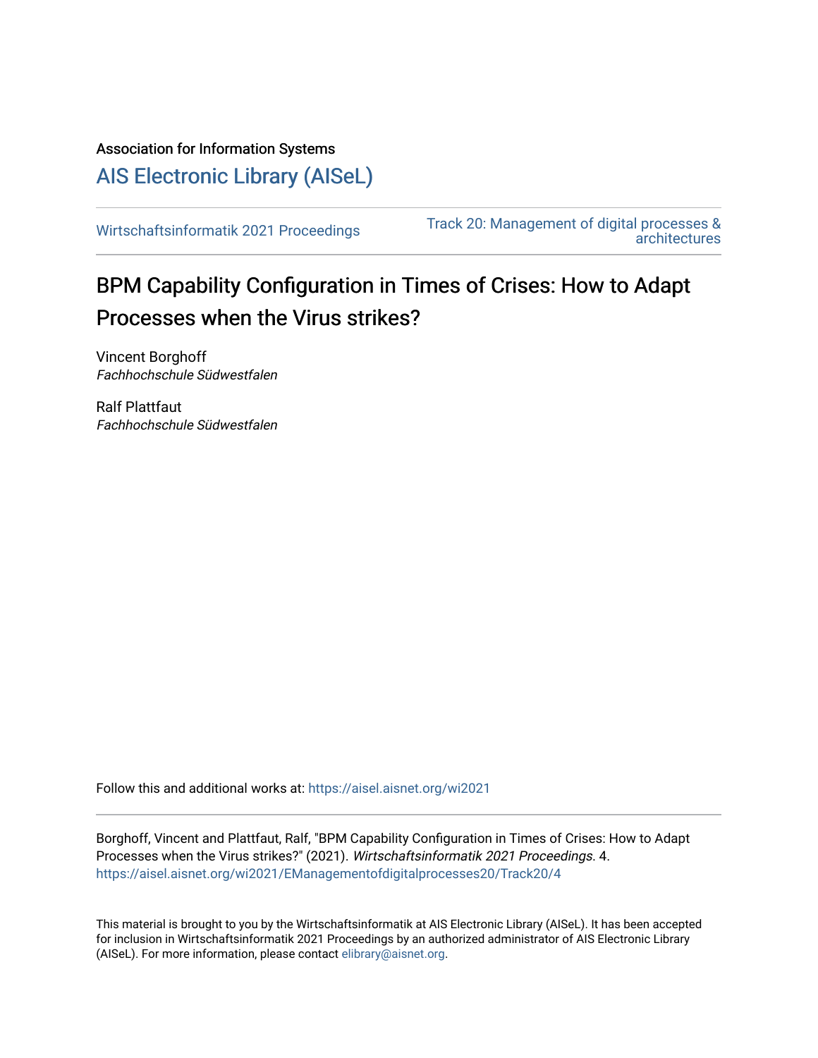Association for Information Systems

# AIS Electronic Library (AISeL)

Wirtschaftsinformatik 2021 Proceedings

Track 20: Management of digital processes & architectures

## BPM Capability Configuration in Times of Crises: How to Adapt Processes when the Virus strikes?

Vincent Borghoff
*Fachhochschule Südwestfalen*

Ralf Plattfaut
*Fachhochschule Südwestfalen*

Follow this and additional works at: https://aisel.aisnet.org/wi2021

Borghoff, Vincent and Plattfaut, Ralf, "BPM Capability Configuration in Times of Crises: How to Adapt Processes when the Virus strikes?" (2021). *Wirtschaftsinformatik 2021 Proceedings*. 4.
https://aisel.aisnet.org/wi2021/EManagementofdigitalprocesses20/Track20/4

This material is brought to you by the Wirtschaftsinformatik at AIS Electronic Library (AISeL). It has been accepted for inclusion in Wirtschaftsinformatik 2021 Proceedings by an authorized administrator of AIS Electronic Library (AISeL). For more information, please contact elibrary@aisnet.org.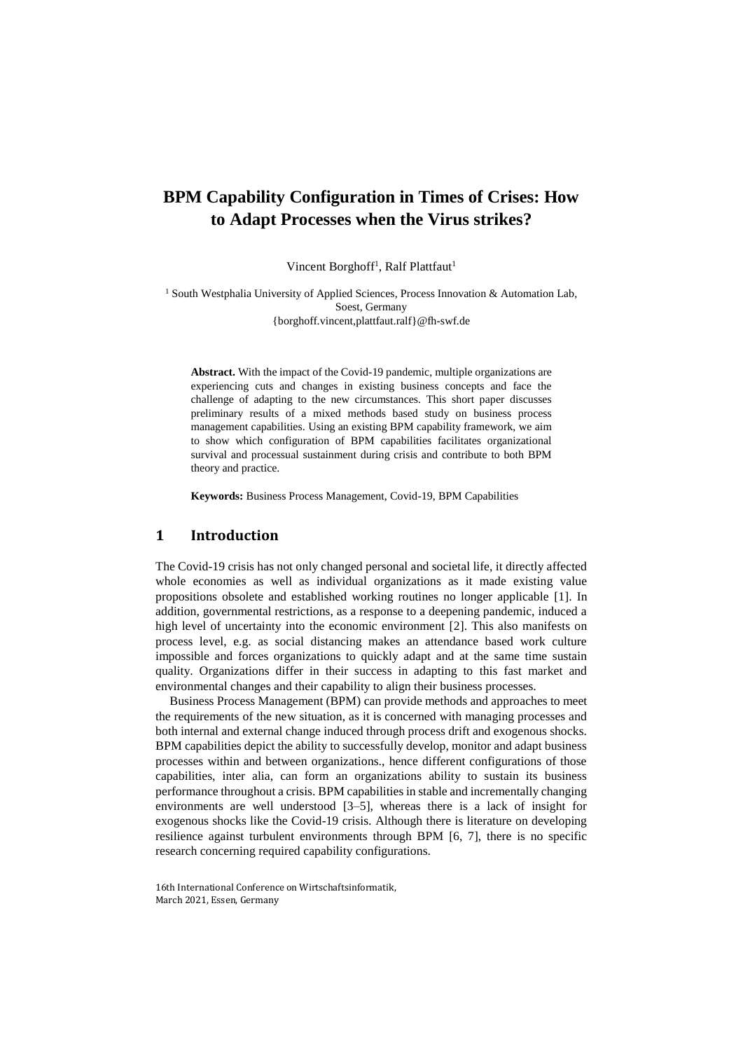# BPM Capability Configuration in Times of Crises: How to Adapt Processes when the Virus strikes?

Vincent Borghoff[1], Ralf Plattfaut[1]

[1] South Westphalia University of Applied Sciences, Process Innovation & Automation Lab, Soest, Germany
{borghoff.vincent,plattfaut.ralf}@fh-swf.de

**Abstract.** With the impact of the Covid-19 pandemic, multiple organizations are experiencing cuts and changes in existing business concepts and face the challenge of adapting to the new circumstances. This short paper discusses preliminary results of a mixed methods based study on business process management capabilities. Using an existing BPM capability framework, we aim to show which configuration of BPM capabilities facilitates organizational survival and processual sustainment during crisis and contribute to both BPM theory and practice.

**Keywords:** Business Process Management, Covid-19, BPM Capabilities

## 1 Introduction

The Covid-19 crisis has not only changed personal and societal life, it directly affected whole economies as well as individual organizations as it made existing value propositions obsolete and established working routines no longer applicable [1]. In addition, governmental restrictions, as a response to a deepening pandemic, induced a high level of uncertainty into the economic environment [2]. This also manifests on process level, e.g. as social distancing makes an attendance based work culture impossible and forces organizations to quickly adapt and at the same time sustain quality. Organizations differ in their success in adapting to this fast market and environmental changes and their capability to align their business processes.

Business Process Management (BPM) can provide methods and approaches to meet the requirements of the new situation, as it is concerned with managing processes and both internal and external change induced through process drift and exogenous shocks. BPM capabilities depict the ability to successfully develop, monitor and adapt business processes within and between organizations., hence different configurations of those capabilities, inter alia, can form an organizations ability to sustain its business performance throughout a crisis. BPM capabilities in stable and incrementally changing environments are well understood [3–5], whereas there is a lack of insight for exogenous shocks like the Covid-19 crisis. Although there is literature on developing resilience against turbulent environments through BPM [6, 7], there is no specific research concerning required capability configurations.

16th International Conference on Wirtschaftsinformatik,
March 2021, Essen, Germany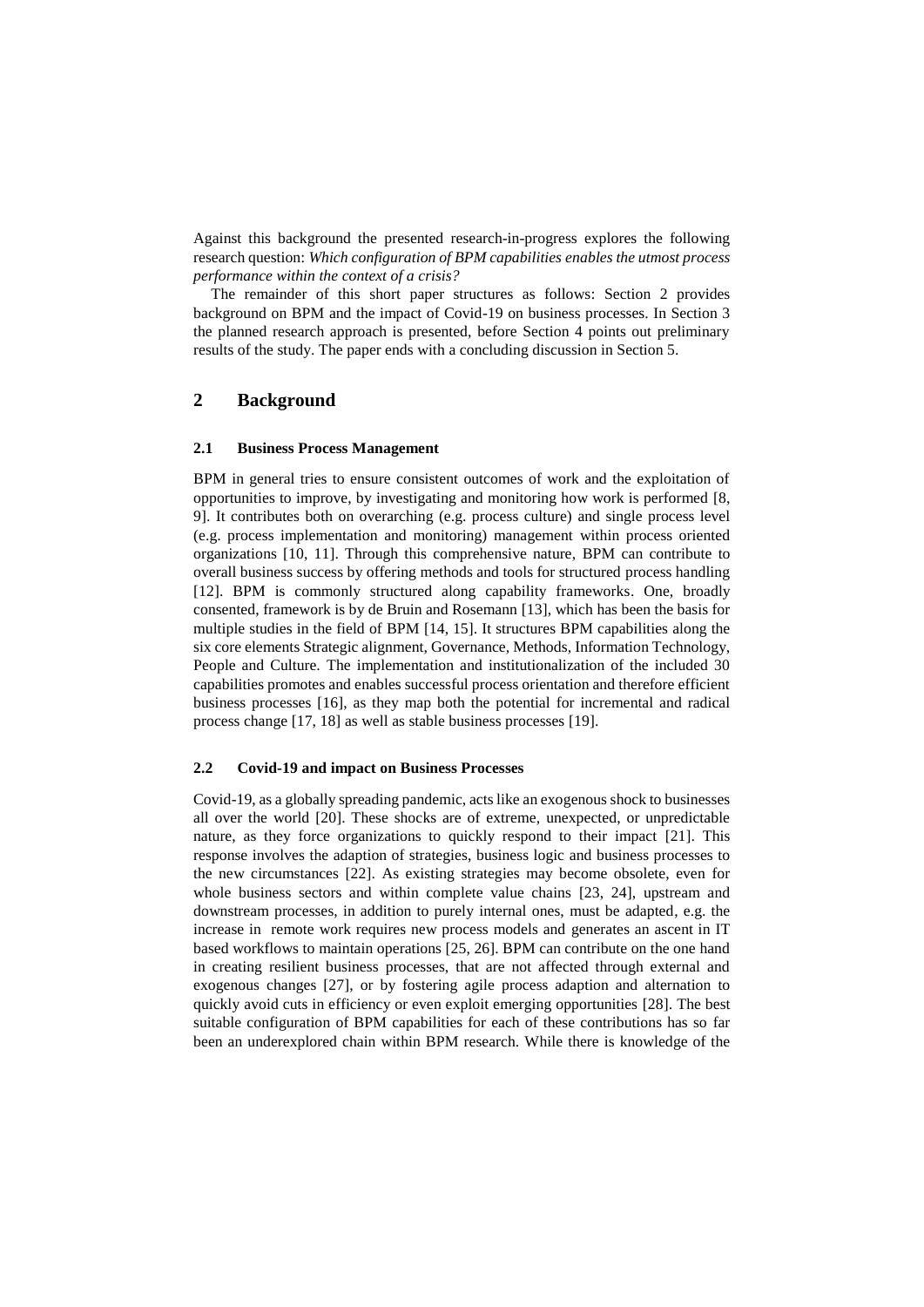Against this background the presented research-in-progress explores the following research question: *Which configuration of BPM capabilities enables the utmost process performance within the context of a crisis?*

The remainder of this short paper structures as follows: Section 2 provides background on BPM and the impact of Covid-19 on business processes. In Section 3 the planned research approach is presented, before Section 4 points out preliminary results of the study. The paper ends with a concluding discussion in Section 5.

## 2 Background

### 2.1 Business Process Management

BPM in general tries to ensure consistent outcomes of work and the exploitation of opportunities to improve, by investigating and monitoring how work is performed [8, 9]. It contributes both on overarching (e.g. process culture) and single process level (e.g. process implementation and monitoring) management within process oriented organizations [10, 11]. Through this comprehensive nature, BPM can contribute to overall business success by offering methods and tools for structured process handling [12]. BPM is commonly structured along capability frameworks. One, broadly consented, framework is by de Bruin and Rosemann [13], which has been the basis for multiple studies in the field of BPM [14, 15]. It structures BPM capabilities along the six core elements Strategic alignment, Governance, Methods, Information Technology, People and Culture. The implementation and institutionalization of the included 30 capabilities promotes and enables successful process orientation and therefore efficient business processes [16], as they map both the potential for incremental and radical process change [17, 18] as well as stable business processes [19].

### 2.2 Covid-19 and impact on Business Processes

Covid-19, as a globally spreading pandemic, acts like an exogenous shock to businesses all over the world [20]. These shocks are of extreme, unexpected, or unpredictable nature, as they force organizations to quickly respond to their impact [21]. This response involves the adaption of strategies, business logic and business processes to the new circumstances [22]. As existing strategies may become obsolete, even for whole business sectors and within complete value chains [23, 24], upstream and downstream processes, in addition to purely internal ones, must be adapted, e.g. the increase in remote work requires new process models and generates an ascent in IT based workflows to maintain operations [25, 26]. BPM can contribute on the one hand in creating resilient business processes, that are not affected through external and exogenous changes [27], or by fostering agile process adaption and alternation to quickly avoid cuts in efficiency or even exploit emerging opportunities [28]. The best suitable configuration of BPM capabilities for each of these contributions has so far been an underexplored chain within BPM research. While there is knowledge of the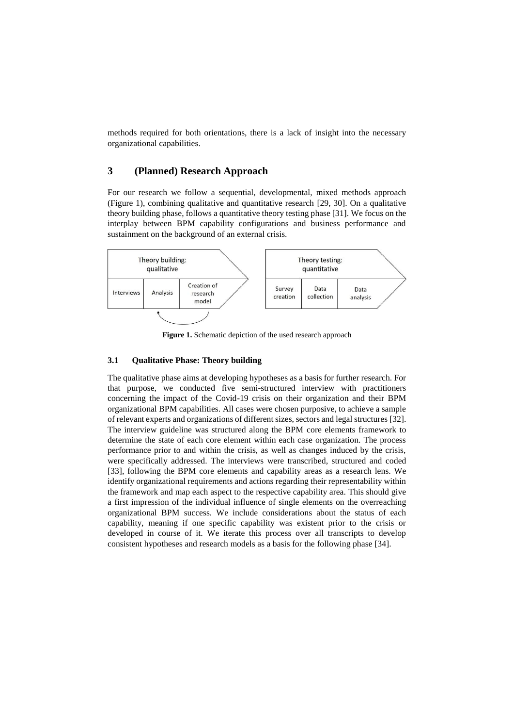methods required for both orientations, there is a lack of insight into the necessary organizational capabilities.

## 3 (Planned) Research Approach

For our research we follow a sequential, developmental, mixed methods approach (Figure 1), combining qualitative and quantitative research [29, 30]. On a qualitative theory building phase, follows a quantitative theory testing phase [31]. We focus on the interplay between BPM capability configurations and business performance and sustainment on the background of an external crisis.

Theory building: qualitative

Interviews

Analysis

Creation of research model

Theory testing: quantitative

Survey creation

Data collection

Data analysis

**Figure 1.** Schematic depiction of the used research approach

### 3.1 Qualitative Phase: Theory building

The qualitative phase aims at developing hypotheses as a basis for further research. For that purpose, we conducted five semi-structured interview with practitioners concerning the impact of the Covid-19 crisis on their organization and their BPM organizational BPM capabilities. All cases were chosen purposive, to achieve a sample of relevant experts and organizations of different sizes, sectors and legal structures [32]. The interview guideline was structured along the BPM core elements framework to determine the state of each core element within each case organization. The process performance prior to and within the crisis, as well as changes induced by the crisis, were specifically addressed. The interviews were transcribed, structured and coded [33], following the BPM core elements and capability areas as a research lens. We identify organizational requirements and actions regarding their representability within the framework and map each aspect to the respective capability area. This should give a first impression of the individual influence of single elements on the overreaching organizational BPM success. We include considerations about the status of each capability, meaning if one specific capability was existent prior to the crisis or developed in course of it. We iterate this process over all transcripts to develop consistent hypotheses and research models as a basis for the following phase [34].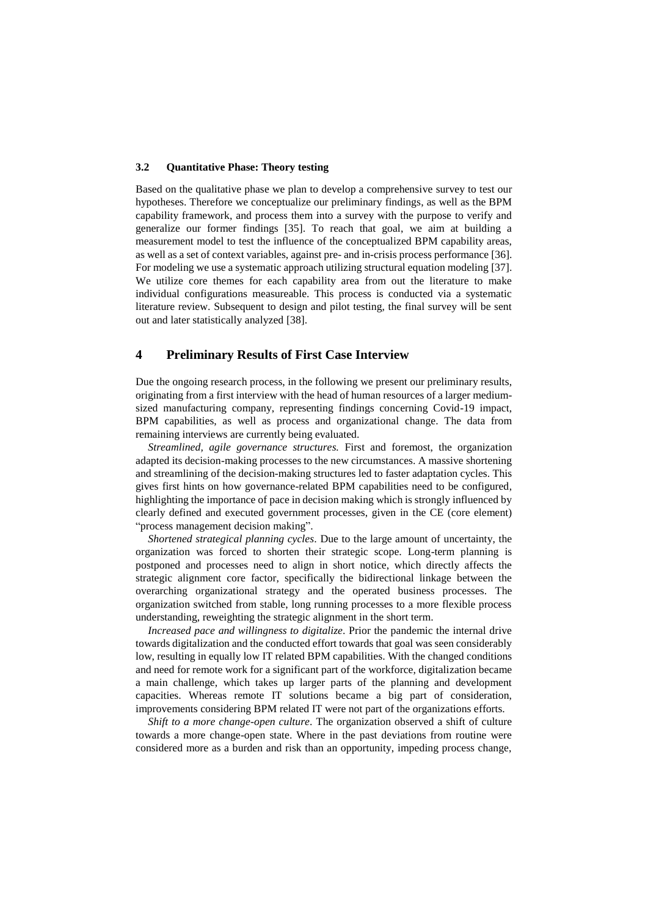### 3.2 Quantitative Phase: Theory testing

Based on the qualitative phase we plan to develop a comprehensive survey to test our hypotheses. Therefore we conceptualize our preliminary findings, as well as the BPM capability framework, and process them into a survey with the purpose to verify and generalize our former findings [35]. To reach that goal, we aim at building a measurement model to test the influence of the conceptualized BPM capability areas, as well as a set of context variables, against pre- and in-crisis process performance [36]. For modeling we use a systematic approach utilizing structural equation modeling [37]. We utilize core themes for each capability area from out the literature to make individual configurations measureable. This process is conducted via a systematic literature review. Subsequent to design and pilot testing, the final survey will be sent out and later statistically analyzed [38].

## 4 Preliminary Results of First Case Interview

Due the ongoing research process, in the following we present our preliminary results, originating from a first interview with the head of human resources of a larger medium-sized manufacturing company, representing findings concerning Covid-19 impact, BPM capabilities, as well as process and organizational change. The data from remaining interviews are currently being evaluated.

*Streamlined, agile governance structures.* First and foremost, the organization adapted its decision-making processes to the new circumstances. A massive shortening and streamlining of the decision-making structures led to faster adaptation cycles. This gives first hints on how governance-related BPM capabilities need to be configured, highlighting the importance of pace in decision making which is strongly influenced by clearly defined and executed government processes, given in the CE (core element) "process management decision making".

*Shortened strategical planning cycles*. Due to the large amount of uncertainty, the organization was forced to shorten their strategic scope. Long-term planning is postponed and processes need to align in short notice, which directly affects the strategic alignment core factor, specifically the bidirectional linkage between the overarching organizational strategy and the operated business processes. The organization switched from stable, long running processes to a more flexible process understanding, reweighting the strategic alignment in the short term.

*Increased pace and willingness to digitalize*. Prior the pandemic the internal drive towards digitalization and the conducted effort towards that goal was seen considerably low, resulting in equally low IT related BPM capabilities. With the changed conditions and need for remote work for a significant part of the workforce, digitalization became a main challenge, which takes up larger parts of the planning and development capacities. Whereas remote IT solutions became a big part of consideration, improvements considering BPM related IT were not part of the organizations efforts.

*Shift to a more change-open culture*. The organization observed a shift of culture towards a more change-open state. Where in the past deviations from routine were considered more as a burden and risk than an opportunity, impeding process change,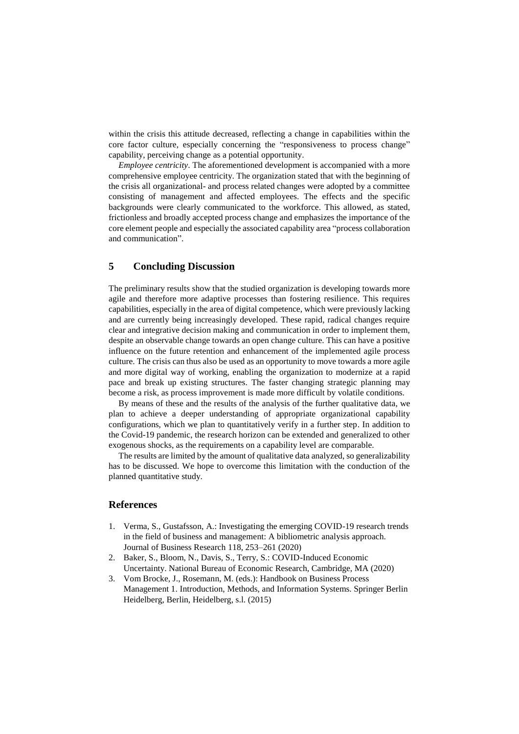within the crisis this attitude decreased, reflecting a change in capabilities within the core factor culture, especially concerning the "responsiveness to process change" capability, perceiving change as a potential opportunity.

*Employee centricity*. The aforementioned development is accompanied with a more comprehensive employee centricity. The organization stated that with the beginning of the crisis all organizational- and process related changes were adopted by a committee consisting of management and affected employees. The effects and the specific backgrounds were clearly communicated to the workforce. This allowed, as stated, frictionless and broadly accepted process change and emphasizes the importance of the core element people and especially the associated capability area "process collaboration and communication".

## 5 Concluding Discussion

The preliminary results show that the studied organization is developing towards more agile and therefore more adaptive processes than fostering resilience. This requires capabilities, especially in the area of digital competence, which were previously lacking and are currently being increasingly developed. These rapid, radical changes require clear and integrative decision making and communication in order to implement them, despite an observable change towards an open change culture. This can have a positive influence on the future retention and enhancement of the implemented agile process culture. The crisis can thus also be used as an opportunity to move towards a more agile and more digital way of working, enabling the organization to modernize at a rapid pace and break up existing structures. The faster changing strategic planning may become a risk, as process improvement is made more difficult by volatile conditions.

By means of these and the results of the analysis of the further qualitative data, we plan to achieve a deeper understanding of appropriate organizational capability configurations, which we plan to quantitatively verify in a further step. In addition to the Covid-19 pandemic, the research horizon can be extended and generalized to other exogenous shocks, as the requirements on a capability level are comparable.

The results are limited by the amount of qualitative data analyzed, so generalizability has to be discussed. We hope to overcome this limitation with the conduction of the planned quantitative study.

## References

1. Verma, S., Gustafsson, A.: Investigating the emerging COVID-19 research trends in the field of business and management: A bibliometric analysis approach. Journal of Business Research 118, 253–261 (2020)
2. Baker, S., Bloom, N., Davis, S., Terry, S.: COVID-Induced Economic Uncertainty. National Bureau of Economic Research, Cambridge, MA (2020)
3. Vom Brocke, J., Rosemann, M. (eds.): Handbook on Business Process Management 1. Introduction, Methods, and Information Systems. Springer Berlin Heidelberg, Berlin, Heidelberg, s.l. (2015)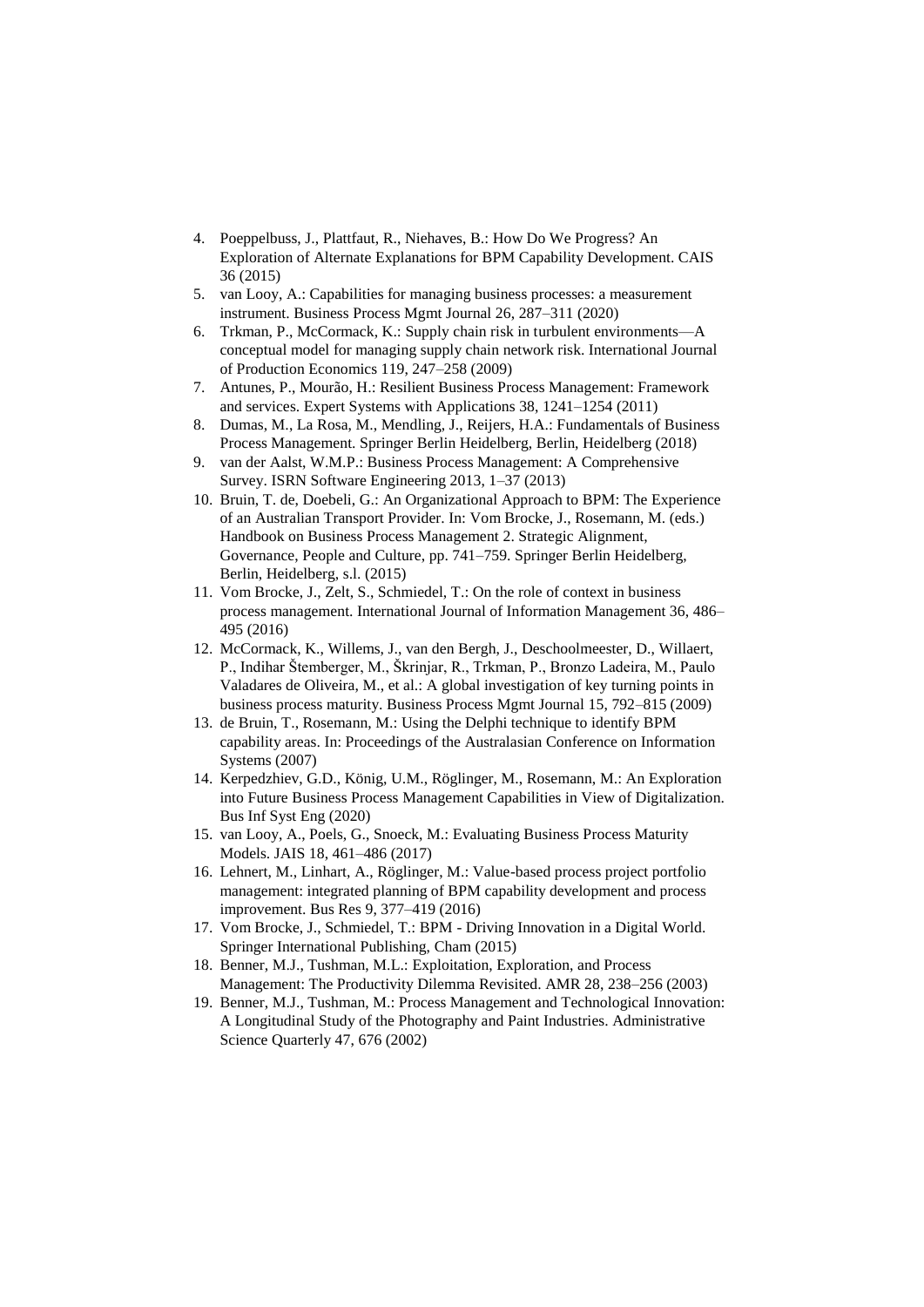4. Poeppelbuss, J., Plattfaut, R., Niehaves, B.: How Do We Progress? An Exploration of Alternate Explanations for BPM Capability Development. CAIS 36 (2015)
5. van Looy, A.: Capabilities for managing business processes: a measurement instrument. Business Process Mgmt Journal 26, 287–311 (2020)
6. Trkman, P., McCormack, K.: Supply chain risk in turbulent environments—A conceptual model for managing supply chain network risk. International Journal of Production Economics 119, 247–258 (2009)
7. Antunes, P., Mourão, H.: Resilient Business Process Management: Framework and services. Expert Systems with Applications 38, 1241–1254 (2011)
8. Dumas, M., La Rosa, M., Mendling, J., Reijers, H.A.: Fundamentals of Business Process Management. Springer Berlin Heidelberg, Berlin, Heidelberg (2018)
9. van der Aalst, W.M.P.: Business Process Management: A Comprehensive Survey. ISRN Software Engineering 2013, 1–37 (2013)
10. Bruin, T. de, Doebeli, G.: An Organizational Approach to BPM: The Experience of an Australian Transport Provider. In: Vom Brocke, J., Rosemann, M. (eds.) Handbook on Business Process Management 2. Strategic Alignment, Governance, People and Culture, pp. 741–759. Springer Berlin Heidelberg, Berlin, Heidelberg, s.l. (2015)
11. Vom Brocke, J., Zelt, S., Schmiedel, T.: On the role of context in business process management. International Journal of Information Management 36, 486–495 (2016)
12. McCormack, K., Willems, J., van den Bergh, J., Deschoolmeester, D., Willaert, P., Indihar Štemberger, M., Škrinjar, R., Trkman, P., Bronzo Ladeira, M., Paulo Valadares de Oliveira, M., et al.: A global investigation of key turning points in business process maturity. Business Process Mgmt Journal 15, 792–815 (2009)
13. de Bruin, T., Rosemann, M.: Using the Delphi technique to identify BPM capability areas. In: Proceedings of the Australasian Conference on Information Systems (2007)
14. Kerpedzhiev, G.D., König, U.M., Röglinger, M., Rosemann, M.: An Exploration into Future Business Process Management Capabilities in View of Digitalization. Bus Inf Syst Eng (2020)
15. van Looy, A., Poels, G., Snoeck, M.: Evaluating Business Process Maturity Models. JAIS 18, 461–486 (2017)
16. Lehnert, M., Linhart, A., Röglinger, M.: Value-based process project portfolio management: integrated planning of BPM capability development and process improvement. Bus Res 9, 377–419 (2016)
17. Vom Brocke, J., Schmiedel, T.: BPM - Driving Innovation in a Digital World. Springer International Publishing, Cham (2015)
18. Benner, M.J., Tushman, M.L.: Exploitation, Exploration, and Process Management: The Productivity Dilemma Revisited. AMR 28, 238–256 (2003)
19. Benner, M.J., Tushman, M.: Process Management and Technological Innovation: A Longitudinal Study of the Photography and Paint Industries. Administrative Science Quarterly 47, 676 (2002)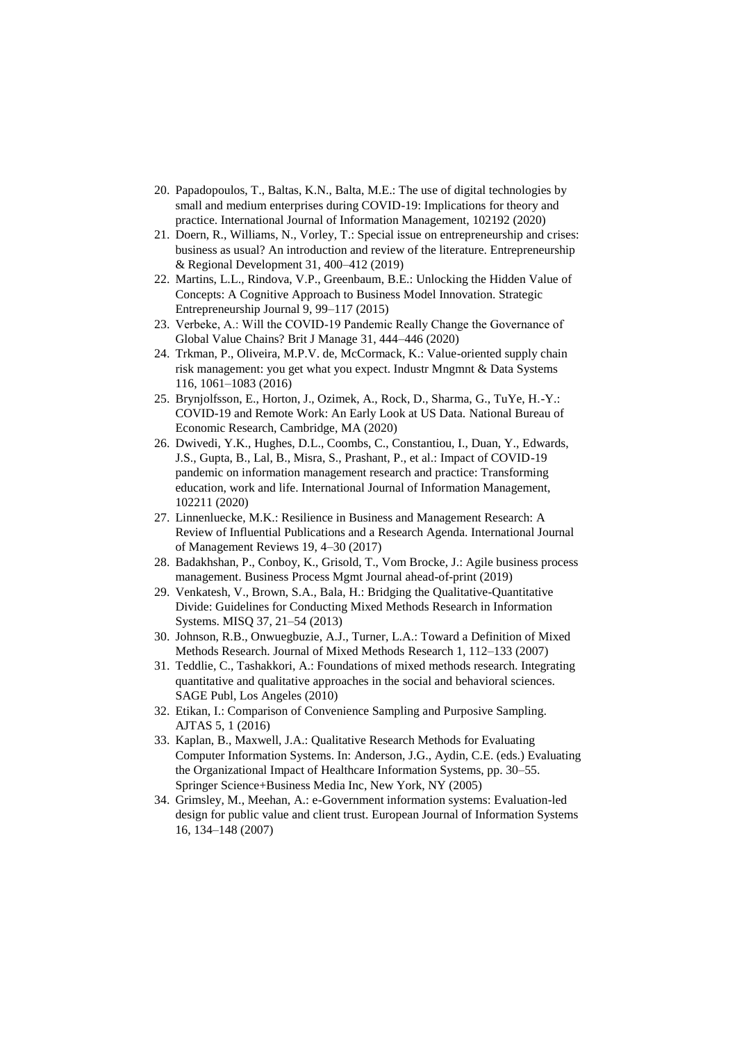20. Papadopoulos, T., Baltas, K.N., Balta, M.E.: The use of digital technologies by small and medium enterprises during COVID-19: Implications for theory and practice. International Journal of Information Management, 102192 (2020)
21. Doern, R., Williams, N., Vorley, T.: Special issue on entrepreneurship and crises: business as usual? An introduction and review of the literature. Entrepreneurship & Regional Development 31, 400–412 (2019)
22. Martins, L.L., Rindova, V.P., Greenbaum, B.E.: Unlocking the Hidden Value of Concepts: A Cognitive Approach to Business Model Innovation. Strategic Entrepreneurship Journal 9, 99–117 (2015)
23. Verbeke, A.: Will the COVID-19 Pandemic Really Change the Governance of Global Value Chains? Brit J Manage 31, 444–446 (2020)
24. Trkman, P., Oliveira, M.P.V. de, McCormack, K.: Value-oriented supply chain risk management: you get what you expect. Industr Mngmnt & Data Systems 116, 1061–1083 (2016)
25. Brynjolfsson, E., Horton, J., Ozimek, A., Rock, D., Sharma, G., TuYe, H.-Y.: COVID-19 and Remote Work: An Early Look at US Data. National Bureau of Economic Research, Cambridge, MA (2020)
26. Dwivedi, Y.K., Hughes, D.L., Coombs, C., Constantiou, I., Duan, Y., Edwards, J.S., Gupta, B., Lal, B., Misra, S., Prashant, P., et al.: Impact of COVID-19 pandemic on information management research and practice: Transforming education, work and life. International Journal of Information Management, 102211 (2020)
27. Linnenluecke, M.K.: Resilience in Business and Management Research: A Review of Influential Publications and a Research Agenda. International Journal of Management Reviews 19, 4–30 (2017)
28. Badakhshan, P., Conboy, K., Grisold, T., Vom Brocke, J.: Agile business process management. Business Process Mgmt Journal ahead-of-print (2019)
29. Venkatesh, V., Brown, S.A., Bala, H.: Bridging the Qualitative-Quantitative Divide: Guidelines for Conducting Mixed Methods Research in Information Systems. MISQ 37, 21–54 (2013)
30. Johnson, R.B., Onwuegbuzie, A.J., Turner, L.A.: Toward a Definition of Mixed Methods Research. Journal of Mixed Methods Research 1, 112–133 (2007)
31. Teddlie, C., Tashakkori, A.: Foundations of mixed methods research. Integrating quantitative and qualitative approaches in the social and behavioral sciences. SAGE Publ, Los Angeles (2010)
32. Etikan, I.: Comparison of Convenience Sampling and Purposive Sampling. AJTAS 5, 1 (2016)
33. Kaplan, B., Maxwell, J.A.: Qualitative Research Methods for Evaluating Computer Information Systems. In: Anderson, J.G., Aydin, C.E. (eds.) Evaluating the Organizational Impact of Healthcare Information Systems, pp. 30–55. Springer Science+Business Media Inc, New York, NY (2005)
34. Grimsley, M., Meehan, A.: e-Government information systems: Evaluation-led design for public value and client trust. European Journal of Information Systems 16, 134–148 (2007)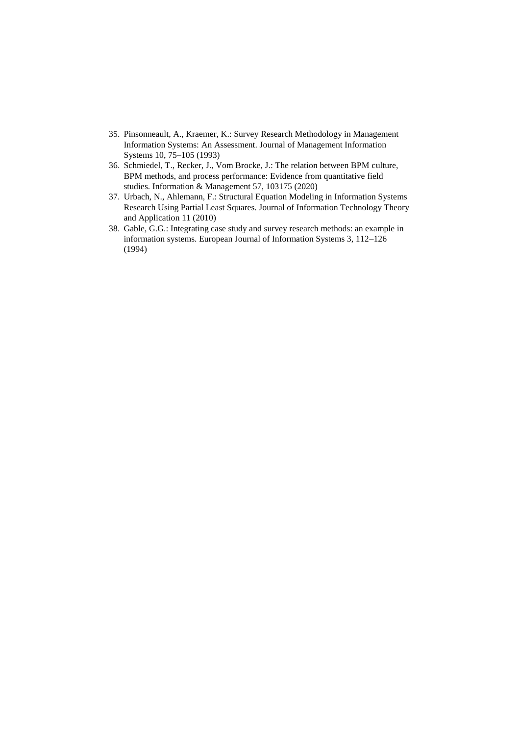35. Pinsonneault, A., Kraemer, K.: Survey Research Methodology in Management Information Systems: An Assessment. Journal of Management Information Systems 10, 75–105 (1993)
36. Schmiedel, T., Recker, J., Vom Brocke, J.: The relation between BPM culture, BPM methods, and process performance: Evidence from quantitative field studies. Information & Management 57, 103175 (2020)
37. Urbach, N., Ahlemann, F.: Structural Equation Modeling in Information Systems Research Using Partial Least Squares. Journal of Information Technology Theory and Application 11 (2010)
38. Gable, G.G.: Integrating case study and survey research methods: an example in information systems. European Journal of Information Systems 3, 112–126 (1994)